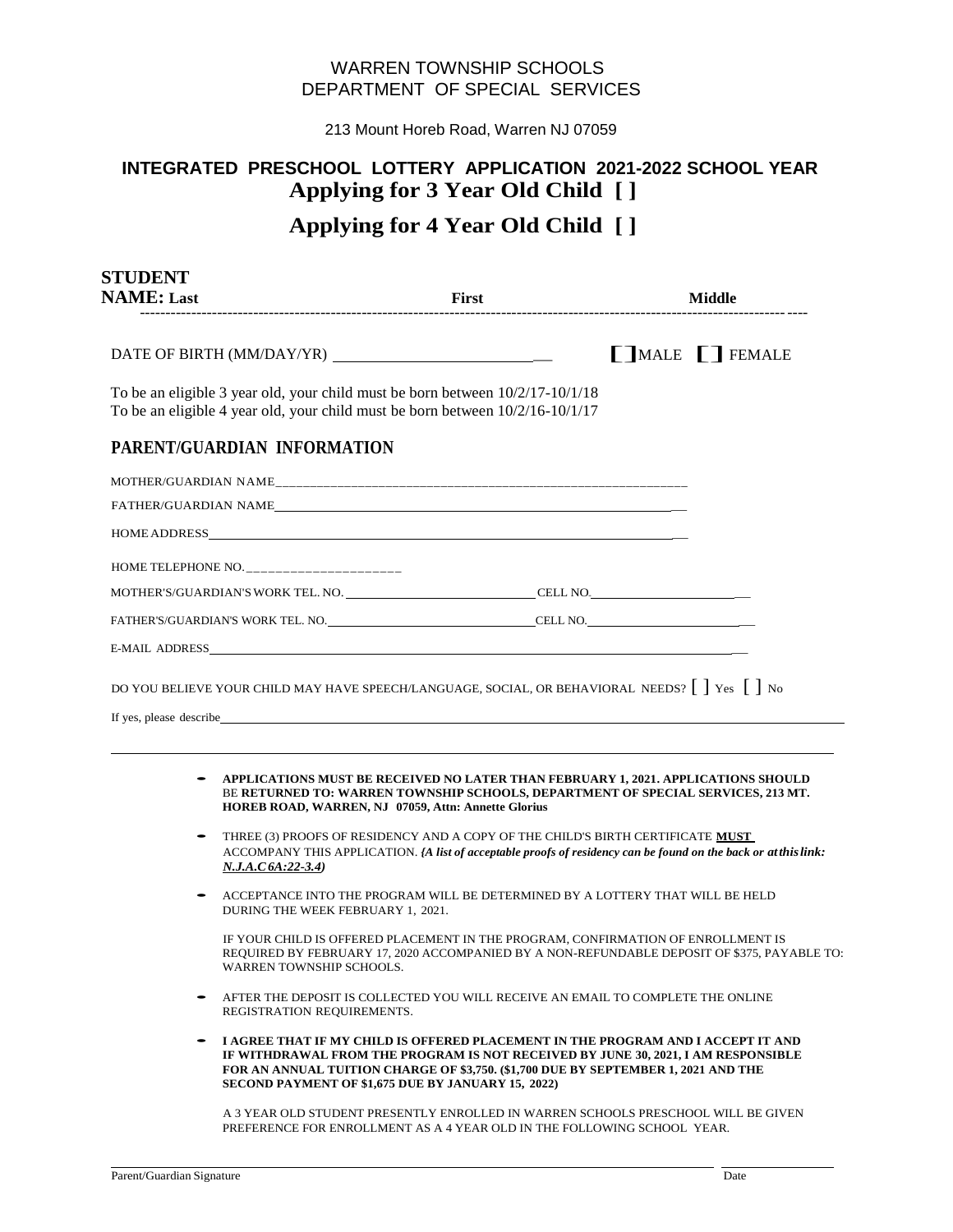WARREN TOWNSHIP SCHOOLS
DEPARTMENT OF SPECIAL SERVICES

213 Mount Horeb Road, Warren NJ 07059

## INTEGRATED PRESCHOOL LOTTERY APPLICATION 2021-2022 SCHOOL YEAR

## Applying for 3 Year Old Child [ ]

## Applying for 4 Year Old Child [ ]

**STUDENT NAME: Last** **First** **Middle**

---

DATE OF BIRTH (MM/DAY/YR) ______________________ [ ] MALE [ ] FEMALE

To be an eligible 3 year old, your child must be born between 10/2/17-10/1/18
To be an eligible 4 year old, your child must be born between 10/2/16-10/1/17

## PARENT/GUARDIAN INFORMATION

MOTHER/GUARDIAN NAME______________________________________________

FATHER/GUARDIAN NAME______________________________________________

HOME ADDRESS______________________________________________

HOME TELEPHONE NO.____________________

MOTHER'S/GUARDIAN'S WORK TEL. NO. ____________________ CELL NO.____________________

FATHER'S/GUARDIAN'S WORK TEL. NO. ____________________ CELL NO.____________________

E-MAIL ADDRESS______________________________________________

DO YOU BELIEVE YOUR CHILD MAY HAVE SPEECH/LANGUAGE, SOCIAL, OR BEHAVIORAL NEEDS? [ ] Yes [ ] No

If yes, please describe______________________________________________

- **APPLICATIONS MUST BE RECEIVED NO LATER THAN FEBRUARY 1, 2021. APPLICATIONS SHOULD** BE **RETURNED TO: WARREN TOWNSHIP SCHOOLS, DEPARTMENT OF SPECIAL SERVICES, 213 MT. HOREB ROAD, WARREN, NJ 07059, Attn: Annette Glorius**
- THREE (3) PROOFS OF RESIDENCY AND A COPY OF THE CHILD'S BIRTH CERTIFICATE **MUST** ACCOMPANY THIS APPLICATION. ***(A list of acceptable proofs of residency can be found on the back or at this link: N.J.A.C 6A:22-3.4)***
- ACCEPTANCE INTO THE PROGRAM WILL BE DETERMINED BY A LOTTERY THAT WILL BE HELD DURING THE WEEK FEBRUARY 1, 2021.

  IF YOUR CHILD IS OFFERED PLACEMENT IN THE PROGRAM, CONFIRMATION OF ENROLLMENT IS REQUIRED BY FEBRUARY 17, 2020 ACCOMPANIED BY A NON-REFUNDABLE DEPOSIT OF $375, PAYABLE TO: WARREN TOWNSHIP SCHOOLS.
- AFTER THE DEPOSIT IS COLLECTED YOU WILL RECEIVE AN EMAIL TO COMPLETE THE ONLINE REGISTRATION REQUIREMENTS.
- **I AGREE THAT IF MY CHILD IS OFFERED PLACEMENT IN THE PROGRAM AND I ACCEPT IT AND IF WITHDRAWAL FROM THE PROGRAM IS NOT RECEIVED BY JUNE 30, 2021, I AM RESPONSIBLE FOR AN ANNUAL TUITION CHARGE OF $3,750. ($1,700 DUE BY SEPTEMBER 1, 2021 AND THE SECOND PAYMENT OF $1,675 DUE BY JANUARY 15, 2022)**

  A 3 YEAR OLD STUDENT PRESENTLY ENROLLED IN WARREN SCHOOLS PRESCHOOL WILL BE GIVEN PREFERENCE FOR ENROLLMENT AS A 4 YEAR OLD IN THE FOLLOWING SCHOOL YEAR.

______________________________________________ ____________
Parent/Guardian Signature Date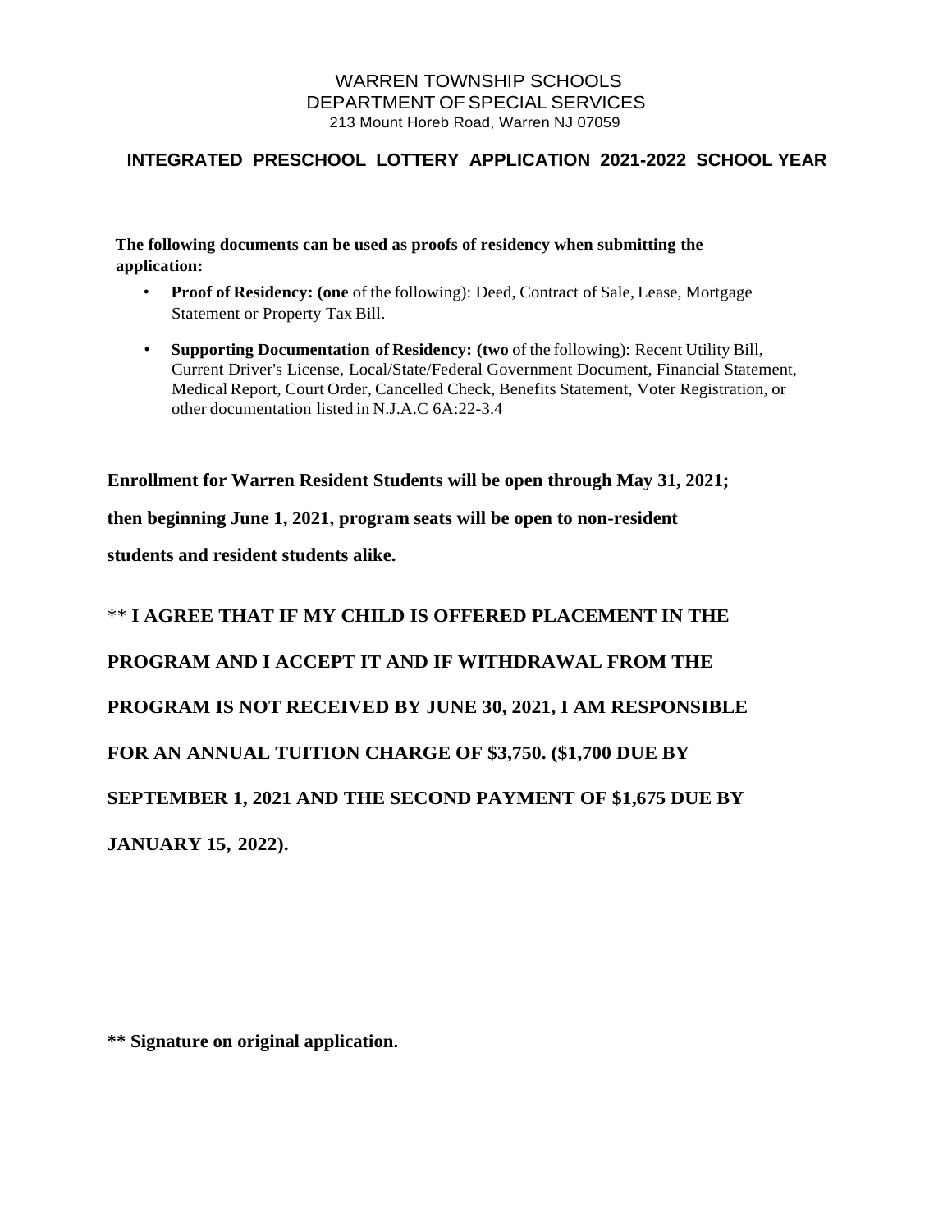WARREN TOWNSHIP SCHOOLS
DEPARTMENT OF SPECIAL SERVICES
213 Mount Horeb Road, Warren NJ 07059

## INTEGRATED PRESCHOOL LOTTERY APPLICATION 2021-2022 SCHOOL YEAR

**The following documents can be used as proofs of residency when submitting the application:**

- **Proof of Residency: (one** of the following): Deed, Contract of Sale, Lease, Mortgage Statement or Property Tax Bill.
- **Supporting Documentation of Residency: (two** of the following): Recent Utility Bill, Current Driver's License, Local/State/Federal Government Document, Financial Statement, Medical Report, Court Order, Cancelled Check, Benefits Statement, Voter Registration, or other documentation listed in N.J.A.C 6A:22-3.4

**Enrollment for Warren Resident Students will be open through May 31, 2021; then beginning June 1, 2021, program seats will be open to non-resident students and resident students alike.**

** **I AGREE THAT IF MY CHILD IS OFFERED PLACEMENT IN THE PROGRAM AND I ACCEPT IT AND IF WITHDRAWAL FROM THE PROGRAM IS NOT RECEIVED BY JUNE 30, 2021, I AM RESPONSIBLE FOR AN ANNUAL TUITION CHARGE OF $3,750. ($1,700 DUE BY SEPTEMBER 1, 2021 AND THE SECOND PAYMENT OF $1,675 DUE BY JANUARY 15, 2022).**

**** Signature on original application.**